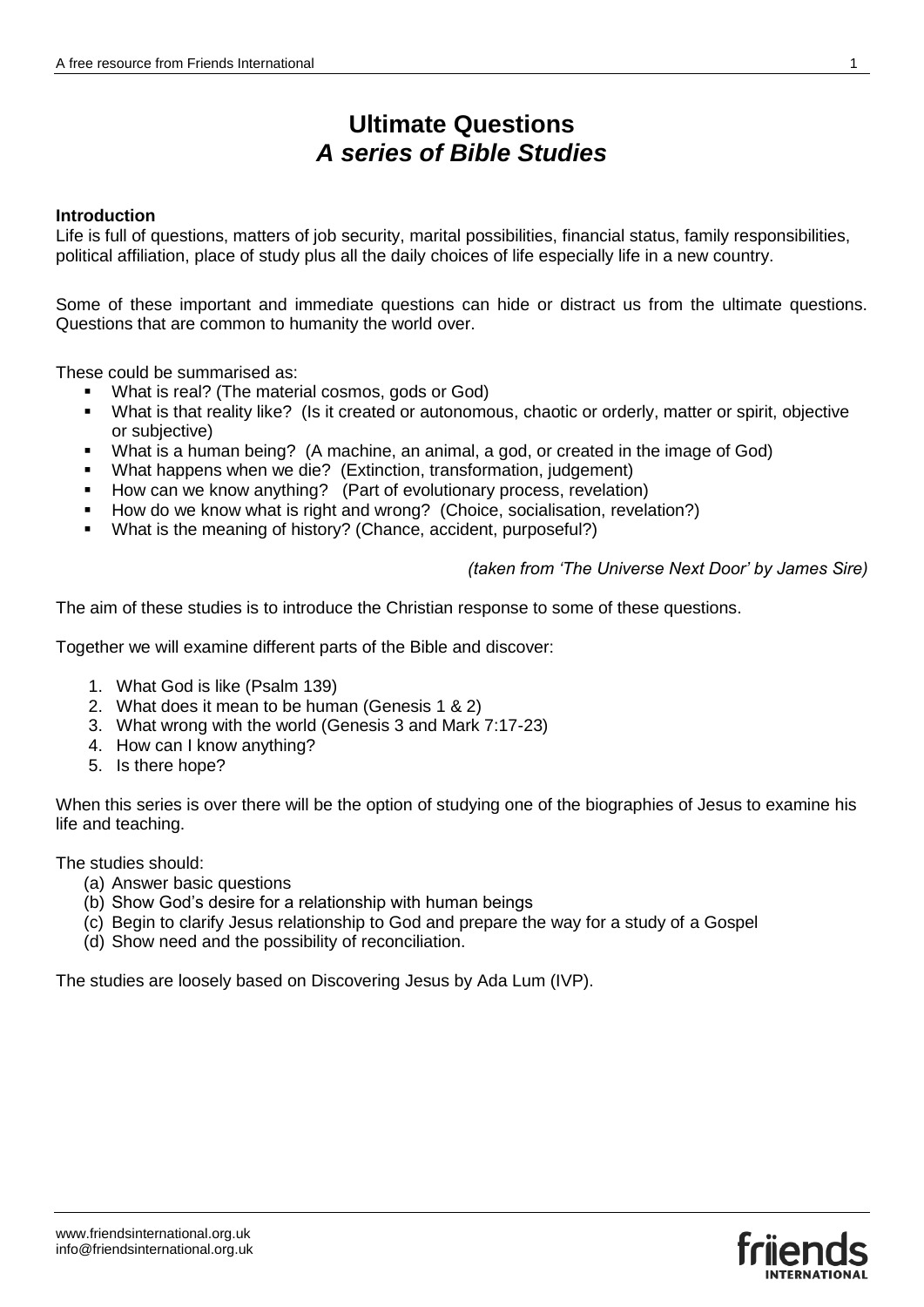# Ultimate Questions
## *A series of Bible Studies*

**Introduction**

Life is full of questions, matters of job security, marital possibilities, financial status, family responsibilities, political affiliation, place of study plus all the daily choices of life especially life in a new country.

Some of these important and immediate questions can hide or distract us from the ultimate questions. Questions that are common to humanity the world over.

These could be summarised as:

- What is real? (The material cosmos, gods or God)
- What is that reality like? (Is it created or autonomous, chaotic or orderly, matter or spirit, objective or subjective)
- What is a human being? (A machine, an animal, a god, or created in the image of God)
- What happens when we die? (Extinction, transformation, judgement)
- How can we know anything? (Part of evolutionary process, revelation)
- How do we know what is right and wrong? (Choice, socialisation, revelation?)
- What is the meaning of history? (Chance, accident, purposeful?)

*(taken from 'The Universe Next Door' by James Sire)*

The aim of these studies is to introduce the Christian response to some of these questions.

Together we will examine different parts of the Bible and discover:

1. What God is like (Psalm 139)
2. What does it mean to be human (Genesis 1 & 2)
3. What wrong with the world (Genesis 3 and Mark 7:17-23)
4. How can I know anything?
5. Is there hope?

When this series is over there will be the option of studying one of the biographies of Jesus to examine his life and teaching.

The studies should:

(a) Answer basic questions
(b) Show God's desire for a relationship with human beings
(c) Begin to clarify Jesus relationship to God and prepare the way for a study of a Gospel
(d) Show need and the possibility of reconciliation.

The studies are loosely based on Discovering Jesus by Ada Lum (IVP).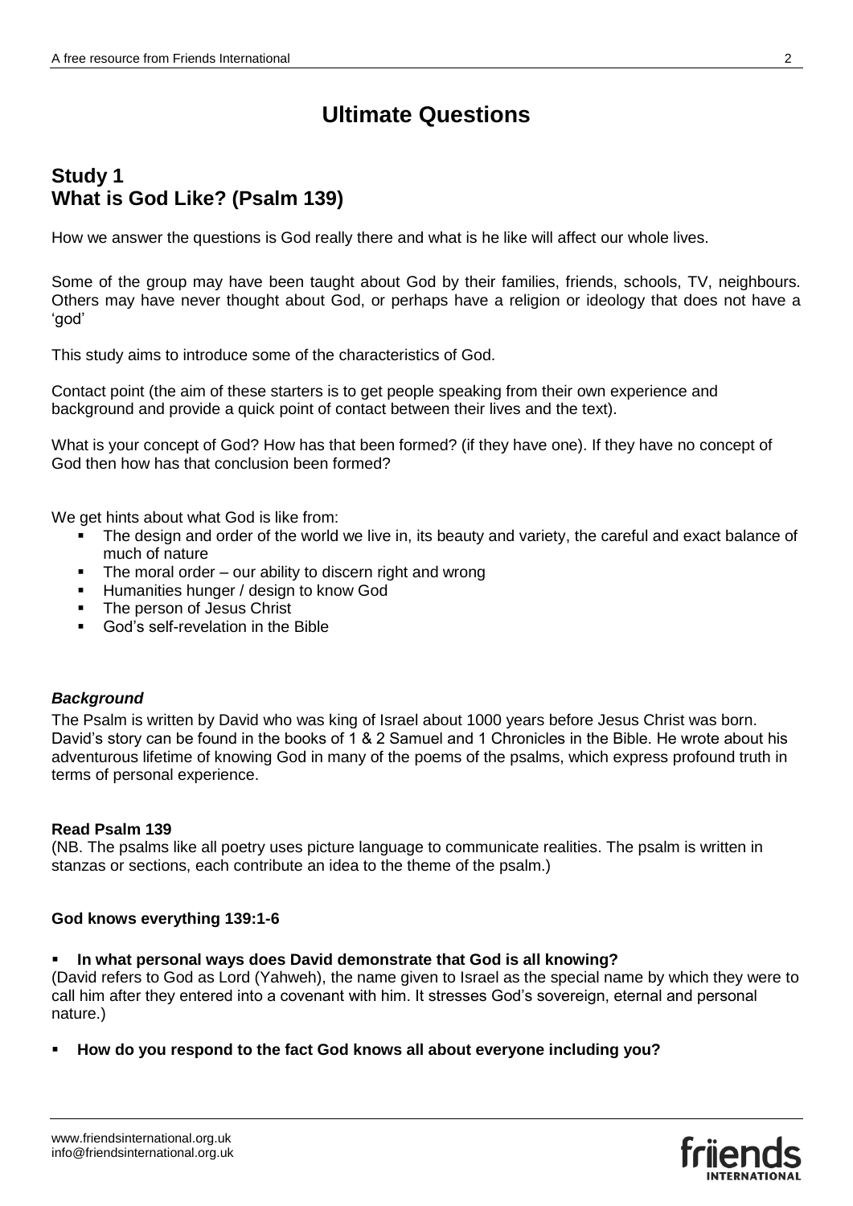# Ultimate Questions

## Study 1
## What is God Like? (Psalm 139)

How we answer the questions is God really there and what is he like will affect our whole lives.

Some of the group may have been taught about God by their families, friends, schools, TV, neighbours. Others may have never thought about God, or perhaps have a religion or ideology that does not have a 'god'

This study aims to introduce some of the characteristics of God.

Contact point (the aim of these starters is to get people speaking from their own experience and background and provide a quick point of contact between their lives and the text).

What is your concept of God? How has that been formed? (if they have one). If they have no concept of God then how has that conclusion been formed?

We get hints about what God is like from:

- The design and order of the world we live in, its beauty and variety, the careful and exact balance of much of nature
- The moral order – our ability to discern right and wrong
- Humanities hunger / design to know God
- The person of Jesus Christ
- God's self-revelation in the Bible

### *Background*

The Psalm is written by David who was king of Israel about 1000 years before Jesus Christ was born. David's story can be found in the books of 1 & 2 Samuel and 1 Chronicles in the Bible. He wrote about his adventurous lifetime of knowing God in many of the poems of the psalms, which express profound truth in terms of personal experience.

**Read Psalm 139**

(NB. The psalms like all poetry uses picture language to communicate realities. The psalm is written in stanzas or sections, each contribute an idea to the theme of the psalm.)

**God knows everything 139:1-6**

- **In what personal ways does David demonstrate that God is all knowing?**

(David refers to God as Lord (Yahweh), the name given to Israel as the special name by which they were to call him after they entered into a covenant with him. It stresses God's sovereign, eternal and personal nature.)

- **How do you respond to the fact God knows all about everyone including you?**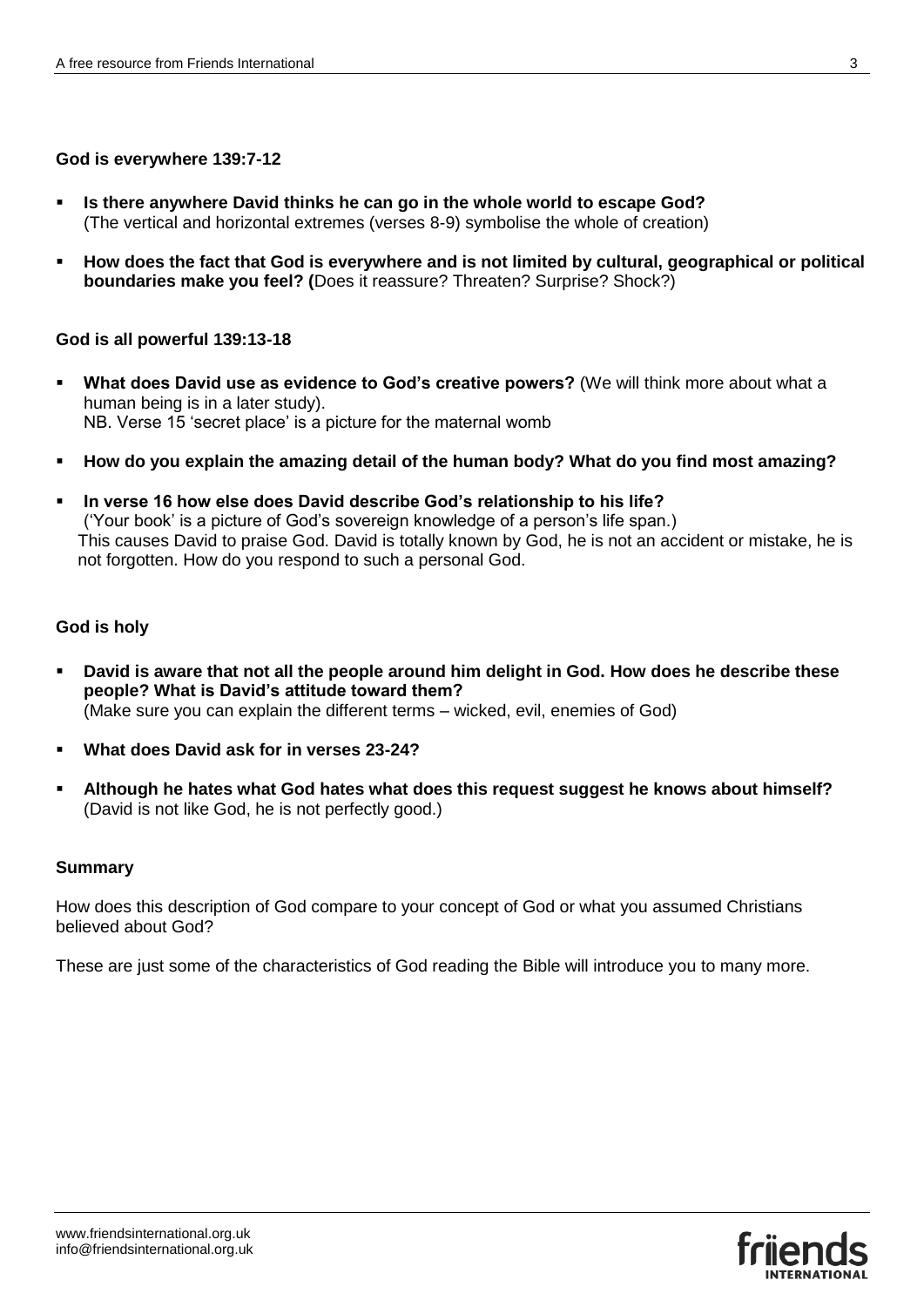**God is everywhere 139:7-12**

- **Is there anywhere David thinks he can go in the whole world to escape God?** (The vertical and horizontal extremes (verses 8-9) symbolise the whole of creation)
- **How does the fact that God is everywhere and is not limited by cultural, geographical or political boundaries make you feel? (**Does it reassure? Threaten? Surprise? Shock?)

**God is all powerful 139:13-18**

- **What does David use as evidence to God's creative powers?** (We will think more about what a human being is in a later study).
  NB. Verse 15 'secret place' is a picture for the maternal womb
- **How do you explain the amazing detail of the human body? What do you find most amazing?**
- **In verse 16 how else does David describe God's relationship to his life?**
  ('Your book' is a picture of God's sovereign knowledge of a person's life span.)
  This causes David to praise God. David is totally known by God, he is not an accident or mistake, he is not forgotten. How do you respond to such a personal God.

**God is holy**

- **David is aware that not all the people around him delight in God. How does he describe these people? What is David's attitude toward them?**
  (Make sure you can explain the different terms – wicked, evil, enemies of God)
- **What does David ask for in verses 23-24?**
- **Although he hates what God hates what does this request suggest he knows about himself?** (David is not like God, he is not perfectly good.)

**Summary**

How does this description of God compare to your concept of God or what you assumed Christians believed about God?

These are just some of the characteristics of God reading the Bible will introduce you to many more.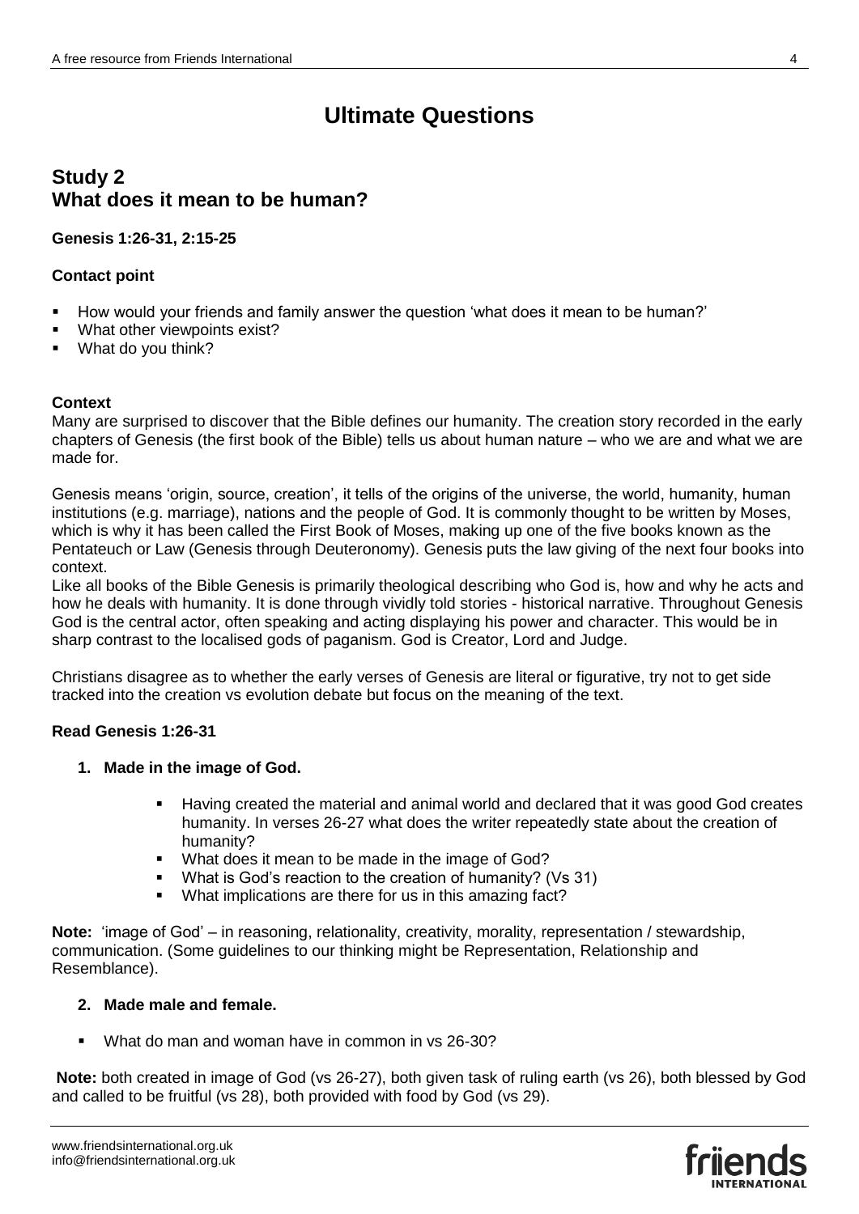# Ultimate Questions

## Study 2
## What does it mean to be human?

**Genesis 1:26-31, 2:15-25**

**Contact point**

- How would your friends and family answer the question 'what does it mean to be human?'
- What other viewpoints exist?
- What do you think?

**Context**

Many are surprised to discover that the Bible defines our humanity. The creation story recorded in the early chapters of Genesis (the first book of the Bible) tells us about human nature – who we are and what we are made for.

Genesis means 'origin, source, creation', it tells of the origins of the universe, the world, humanity, human institutions (e.g. marriage), nations and the people of God. It is commonly thought to be written by Moses, which is why it has been called the First Book of Moses, making up one of the five books known as the Pentateuch or Law (Genesis through Deuteronomy). Genesis puts the law giving of the next four books into context.

Like all books of the Bible Genesis is primarily theological describing who God is, how and why he acts and how he deals with humanity. It is done through vividly told stories - historical narrative. Throughout Genesis God is the central actor, often speaking and acting displaying his power and character. This would be in sharp contrast to the localised gods of paganism. God is Creator, Lord and Judge.

Christians disagree as to whether the early verses of Genesis are literal or figurative, try not to get side tracked into the creation vs evolution debate but focus on the meaning of the text.

**Read Genesis 1:26-31**

1. **Made in the image of God.**
   - Having created the material and animal world and declared that it was good God creates humanity. In verses 26-27 what does the writer repeatedly state about the creation of humanity?
   - What does it mean to be made in the image of God?
   - What is God's reaction to the creation of humanity? (Vs 31)
   - What implications are there for us in this amazing fact?

**Note:** 'image of God' – in reasoning, relationality, creativity, morality, representation / stewardship, communication. (Some guidelines to our thinking might be Representation, Relationship and Resemblance).

2. **Made male and female.**
   - What do man and woman have in common in vs 26-30?

**Note:** both created in image of God (vs 26-27), both given task of ruling earth (vs 26), both blessed by God and called to be fruitful (vs 28), both provided with food by God (vs 29).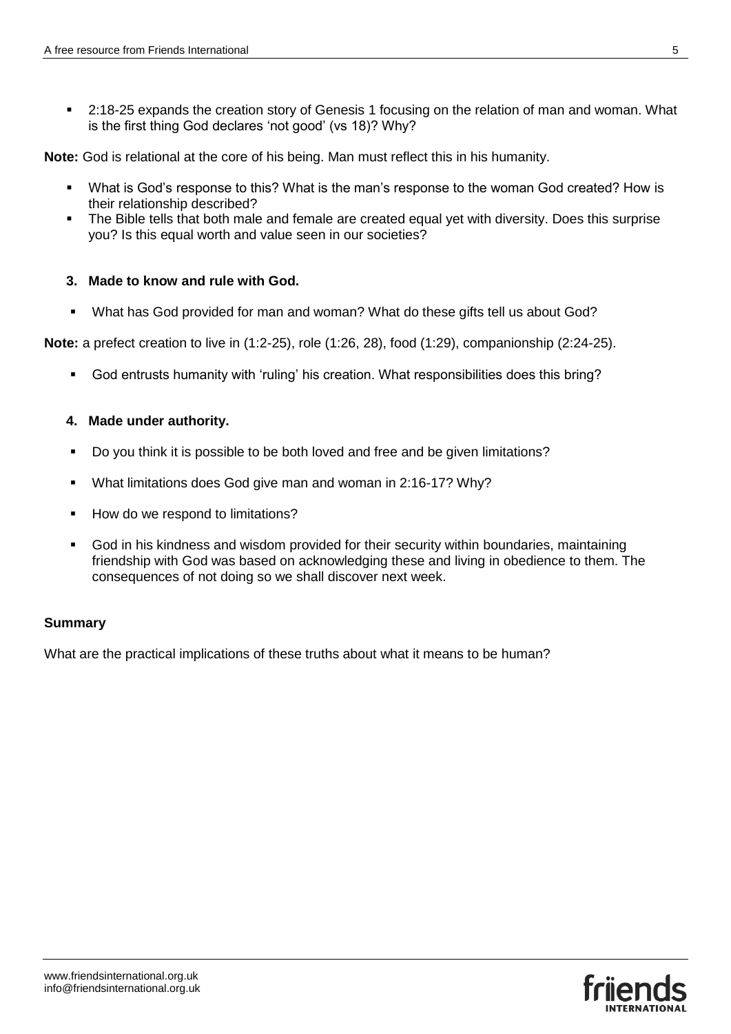- 2:18-25 expands the creation story of Genesis 1 focusing on the relation of man and woman. What is the first thing God declares 'not good' (vs 18)? Why?

**Note:** God is relational at the core of his being. Man must reflect this in his humanity.

- What is God's response to this? What is the man's response to the woman God created? How is their relationship described?
- The Bible tells that both male and female are created equal yet with diversity. Does this surprise you? Is this equal worth and value seen in our societies?

### 3. Made to know and rule with God.

- What has God provided for man and woman? What do these gifts tell us about God?

**Note:** a prefect creation to live in (1:2-25), role (1:26, 28), food (1:29), companionship (2:24-25).

- God entrusts humanity with 'ruling' his creation. What responsibilities does this bring?

### 4. Made under authority.

- Do you think it is possible to be both loved and free and be given limitations?
- What limitations does God give man and woman in 2:16-17? Why?
- How do we respond to limitations?
- God in his kindness and wisdom provided for their security within boundaries, maintaining friendship with God was based on acknowledging these and living in obedience to them. The consequences of not doing so we shall discover next week.

**Summary**

What are the practical implications of these truths about what it means to be human?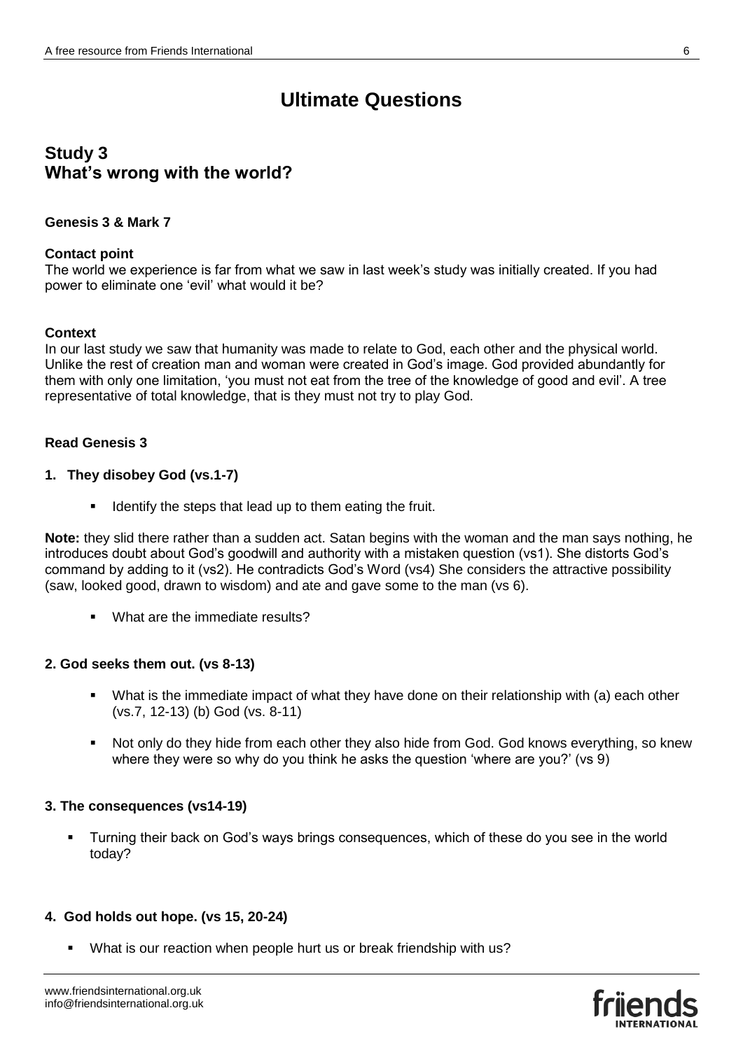# Ultimate Questions

## Study 3
## What's wrong with the world?

**Genesis 3 & Mark 7**

**Contact point**
The world we experience is far from what we saw in last week's study was initially created. If you had power to eliminate one 'evil' what would it be?

**Context**
In our last study we saw that humanity was made to relate to God, each other and the physical world. Unlike the rest of creation man and woman were created in God's image. God provided abundantly for them with only one limitation, 'you must not eat from the tree of the knowledge of good and evil'. A tree representative of total knowledge, that is they must not try to play God.

**Read Genesis 3**

**1. They disobey God (vs.1-7)**

- Identify the steps that lead up to them eating the fruit.

**Note:** they slid there rather than a sudden act. Satan begins with the woman and the man says nothing, he introduces doubt about God's goodwill and authority with a mistaken question (vs1). She distorts God's command by adding to it (vs2). He contradicts God's Word (vs4) She considers the attractive possibility (saw, looked good, drawn to wisdom) and ate and gave some to the man (vs 6).

- What are the immediate results?

**2. God seeks them out. (vs 8-13)**

- What is the immediate impact of what they have done on their relationship with (a) each other (vs.7, 12-13) (b) God (vs. 8-11)
- Not only do they hide from each other they also hide from God. God knows everything, so knew where they were so why do you think he asks the question 'where are you?' (vs 9)

**3. The consequences (vs14-19)**

- Turning their back on God's ways brings consequences, which of these do you see in the world today?

**4. God holds out hope. (vs 15, 20-24)**

- What is our reaction when people hurt us or break friendship with us?

www.friendsinternational.org.uk
info@friendsinternational.org.uk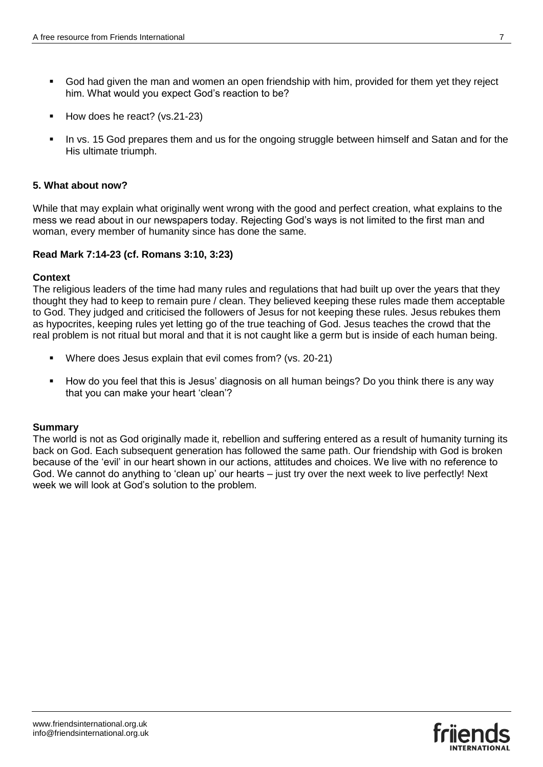- God had given the man and women an open friendship with him, provided for them yet they reject him. What would you expect God's reaction to be?
- How does he react? (vs.21-23)
- In vs. 15 God prepares them and us for the ongoing struggle between himself and Satan and for the His ultimate triumph.

**5. What about now?**

While that may explain what originally went wrong with the good and perfect creation, what explains to the mess we read about in our newspapers today. Rejecting God's ways is not limited to the first man and woman, every member of humanity since has done the same.

**Read Mark 7:14-23 (cf. Romans 3:10, 3:23)**

**Context**

The religious leaders of the time had many rules and regulations that had built up over the years that they thought they had to keep to remain pure / clean. They believed keeping these rules made them acceptable to God. They judged and criticised the followers of Jesus for not keeping these rules. Jesus rebukes them as hypocrites, keeping rules yet letting go of the true teaching of God. Jesus teaches the crowd that the real problem is not ritual but moral and that it is not caught like a germ but is inside of each human being.

- Where does Jesus explain that evil comes from? (vs. 20-21)
- How do you feel that this is Jesus' diagnosis on all human beings? Do you think there is any way that you can make your heart 'clean'?

**Summary**

The world is not as God originally made it, rebellion and suffering entered as a result of humanity turning its back on God. Each subsequent generation has followed the same path. Our friendship with God is broken because of the 'evil' in our heart shown in our actions, attitudes and choices. We live with no reference to God. We cannot do anything to 'clean up' our hearts – just try over the next week to live perfectly! Next week we will look at God's solution to the problem.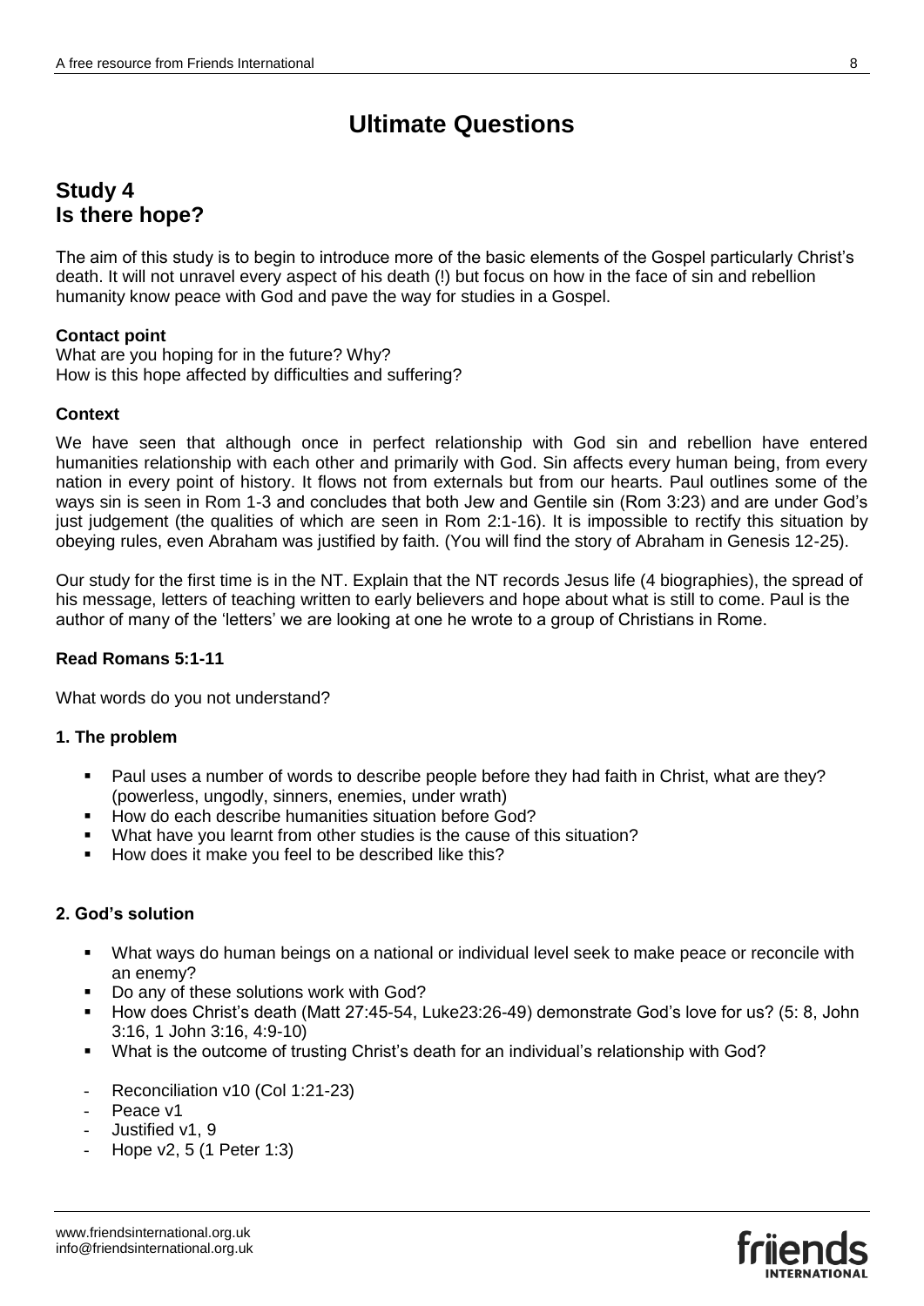# Ultimate Questions

## Study 4
## Is there hope?

The aim of this study is to begin to introduce more of the basic elements of the Gospel particularly Christ's death. It will not unravel every aspect of his death (!) but focus on how in the face of sin and rebellion humanity know peace with God and pave the way for studies in a Gospel.

**Contact point**

What are you hoping for in the future? Why?
How is this hope affected by difficulties and suffering?

**Context**

We have seen that although once in perfect relationship with God sin and rebellion have entered humanities relationship with each other and primarily with God. Sin affects every human being, from every nation in every point of history. It flows not from externals but from our hearts. Paul outlines some of the ways sin is seen in Rom 1-3 and concludes that both Jew and Gentile sin (Rom 3:23) and are under God's just judgement (the qualities of which are seen in Rom 2:1-16). It is impossible to rectify this situation by obeying rules, even Abraham was justified by faith. (You will find the story of Abraham in Genesis 12-25).

Our study for the first time is in the NT. Explain that the NT records Jesus life (4 biographies), the spread of his message, letters of teaching written to early believers and hope about what is still to come. Paul is the author of many of the 'letters' we are looking at one he wrote to a group of Christians in Rome.

**Read Romans 5:1-11**

What words do you not understand?

**1. The problem**

- Paul uses a number of words to describe people before they had faith in Christ, what are they? (powerless, ungodly, sinners, enemies, under wrath)
- How do each describe humanities situation before God?
- What have you learnt from other studies is the cause of this situation?
- How does it make you feel to be described like this?

**2. God's solution**

- What ways do human beings on a national or individual level seek to make peace or reconcile with an enemy?
- Do any of these solutions work with God?
- How does Christ's death (Matt 27:45-54, Luke23:26-49) demonstrate God's love for us? (5: 8, John 3:16, 1 John 3:16, 4:9-10)
- What is the outcome of trusting Christ's death for an individual's relationship with God?

- Reconciliation v10 (Col 1:21-23)
- Peace v1
- Justified v1, 9
- Hope v2, 5 (1 Peter 1:3)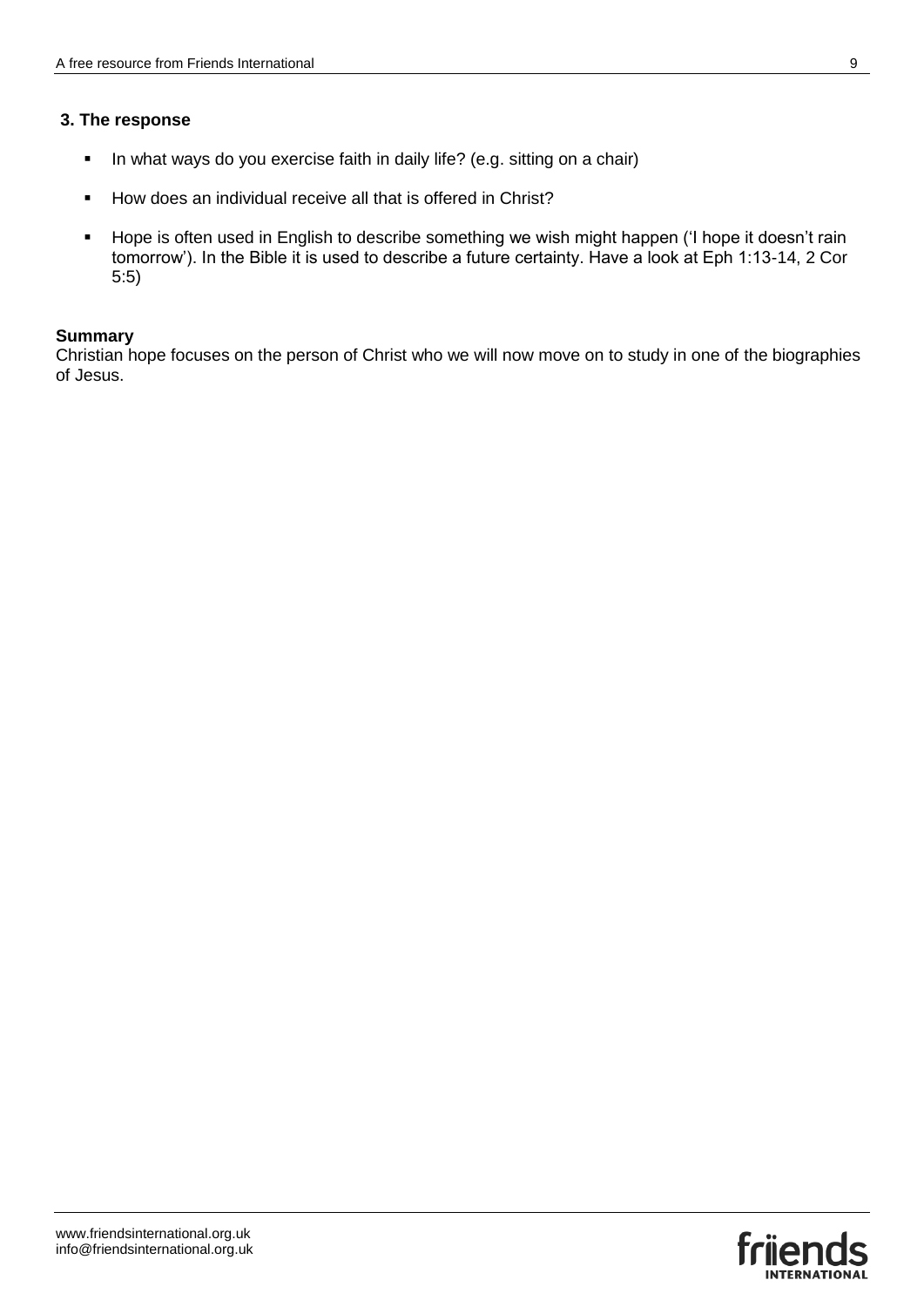### 3. The response

- In what ways do you exercise faith in daily life? (e.g. sitting on a chair)
- How does an individual receive all that is offered in Christ?
- Hope is often used in English to describe something we wish might happen ('I hope it doesn't rain tomorrow'). In the Bible it is used to describe a future certainty. Have a look at Eph 1:13-14, 2 Cor 5:5)

**Summary**

Christian hope focuses on the person of Christ who we will now move on to study in one of the biographies of Jesus.